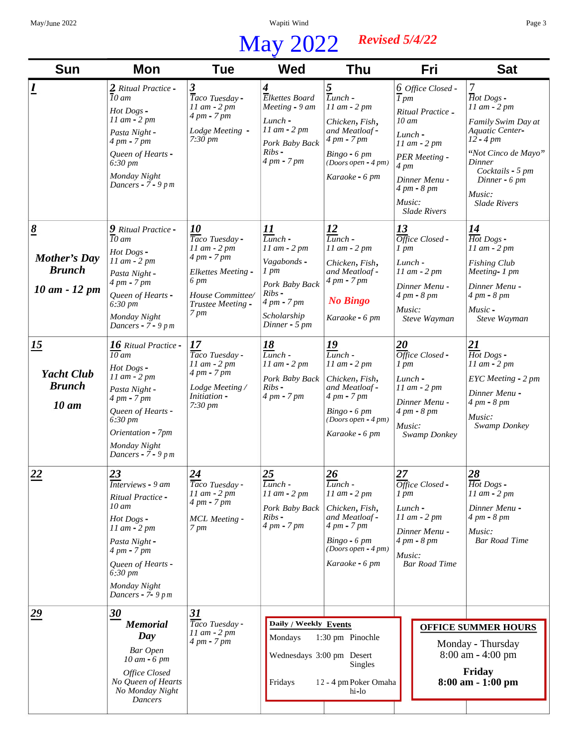# May 2022

***Revised 5/4/22***

| Sun | Mon | Tue | Wed | Thu | Fri | Sat |
|---|---|---|---|---|---|---|
| ***1*** | ***2*** *Ritual Practice - 10 am*<br>*Hot Dogs - 11 am - 2 pm*<br>*Pasta Night - 4 pm - 7 pm*<br>*Queen of Hearts - 6:30 pm*<br>*Monday Night Dancers - 7 - 9 pm* | ***3*** *Taco Tuesday - 11 am - 2 pm 4 pm - 7 pm*<br>*Lodge Meeting - 7:30 pm* | ***4*** *Elkettes Board Meeting - 9 am*<br>*Lunch - 11 am - 2 pm*<br>*Pork Baby Back Ribs - 4 pm - 7 pm* | ***5*** *Lunch - 11 am - 2 pm*<br>*Chicken, Fish, and Meatloaf - 4 pm - 7 pm*<br>*Bingo - 6 pm (Doors open - 4 pm)*<br>*Karaoke - 6 pm* | ***6*** *Office Closed - 1 pm*<br>*Ritual Practice - 10 am*<br>*Lunch - 11 am - 2 pm*<br>*PER Meeting - 4 pm*<br>*Dinner Menu - 4 pm - 8 pm*<br>*Music: Slade Rivers* | ***7*** *Hot Dogs - 11 am - 2 pm*<br>*Family Swim Day at Aquatic Center- 12 - 4 pm*<br>*"Not Cinco de Mayo" Dinner Cocktails - 5 pm Dinner - 6 pm*<br>*Music: Slade Rivers* |
| ***8*** ***Mother's Day Brunch 10 am - 12 pm*** | ***9*** *Ritual Practice - 10 am*<br>*Hot Dogs - 11 am - 2 pm*<br>*Pasta Night - 4 pm - 7 pm*<br>*Queen of Hearts - 6:30 pm*<br>*Monday Night Dancers - 7 - 9 pm* | ***10*** *Taco Tuesday - 11 am - 2 pm 4 pm - 7 pm*<br>*Elkettes Meeting - 6 pm*<br>*House Committee/ Trustee Meeting - 7 pm* | ***11*** *Lunch - 11 am - 2 pm*<br>*Vagabonds - 1 pm*<br>*Pork Baby Back Ribs - 4 pm - 7 pm*<br>*Scholarship Dinner - 5 pm* | ***12*** *Lunch - 11 am - 2 pm*<br>*Chicken, Fish, and Meatloaf - 4 pm - 7 pm*<br>***No Bingo***<br>*Karaoke - 6 pm* | ***13*** *Office Closed - 1 pm*<br>*Lunch - 11 am - 2 pm*<br>*Dinner Menu - 4 pm - 8 pm*<br>*Music: Steve Wayman* | ***14*** *Hot Dogs - 11 am - 2 pm*<br>*Fishing Club Meeting- 1 pm*<br>*Dinner Menu - 4 pm - 8 pm*<br>*Music - Steve Wayman* |
| ***15*** ***Yacht Club Brunch 10 am*** | ***16*** *Ritual Practice - 10 am*<br>*Hot Dogs - 11 am - 2 pm*<br>*Pasta Night - 4 pm - 7 pm*<br>*Queen of Hearts - 6:30 pm*<br>*Orientation - 7pm*<br>*Monday Night Dancers - 7 - 9 pm* | ***17*** *Taco Tuesday - 11 am - 2 pm 4 pm - 7 pm*<br>*Lodge Meeting / Initiation - 7:30 pm* | ***18*** *Lunch - 11 am - 2 pm*<br>*Pork Baby Back Ribs - 4 pm - 7 pm* | ***19*** *Lunch - 11 am - 2 pm*<br>*Chicken, Fish, and Meatloaf - 4 pm - 7 pm*<br>*Bingo - 6 pm (Doors open - 4 pm)*<br>*Karaoke - 6 pm* | ***20*** *Office Closed - 1 pm*<br>*Lunch - 11 am - 2 pm*<br>*Dinner Menu - 4 pm - 8 pm*<br>*Music: Swamp Donkey* | ***21*** *Hot Dogs - 11 am - 2 pm*<br>*EYC Meeting - 2 pm*<br>*Dinner Menu - 4 pm - 8 pm*<br>*Music: Swamp Donkey* |
| ***22*** | ***23*** *Interviews - 9 am*<br>*Ritual Practice - 10 am*<br>*Hot Dogs - 11 am - 2 pm*<br>*Pasta Night - 4 pm - 7 pm*<br>*Queen of Hearts - 6:30 pm*<br>*Monday Night Dancers - 7- 9 pm* | ***24*** *Taco Tuesday - 11 am - 2 pm 4 pm - 7 pm*<br>*MCL Meeting - 7 pm* | ***25*** *Lunch - 11 am - 2 pm*<br>*Pork Baby Back Ribs - 4 pm - 7 pm* | ***26*** *Lunch - 11 am - 2 pm*<br>*Chicken, Fish, and Meatloaf - 4 pm - 7 pm*<br>*Bingo - 6 pm (Doors open - 4 pm)*<br>*Karaoke - 6 pm* | ***27*** *Office Closed - 1 pm*<br>*Lunch - 11 am - 2 pm*<br>*Dinner Menu - 4 pm - 8 pm*<br>*Music: Bar Road Time* | ***28*** *Hot Dogs - 11 am - 2 pm*<br>*Dinner Menu - 4 pm - 8 pm*<br>*Music: Bar Road Time* |
| ***29*** | ***30*** ***Memorial Day***<br>*Bar Open 10 am - 6 pm*<br>*Office Closed No Queen of Hearts No Monday Night Dancers* | ***31*** *Taco Tuesday - 11 am - 2 pm 4 pm - 7 pm* | | | | |

**Daily / Weekly Events**

| | | |
|---|---|---|
| Mondays | 1:30 pm | Pinochle |
| Wednesdays | 3:00 pm | Desert Singles |
| Fridays | 12 - 4 pm | Poker Omaha hi-lo |

**OFFICE SUMMER HOURS**

Monday - Thursday
8:00 am - 4:00 pm

**Friday**
**8:00 am - 1:00 pm**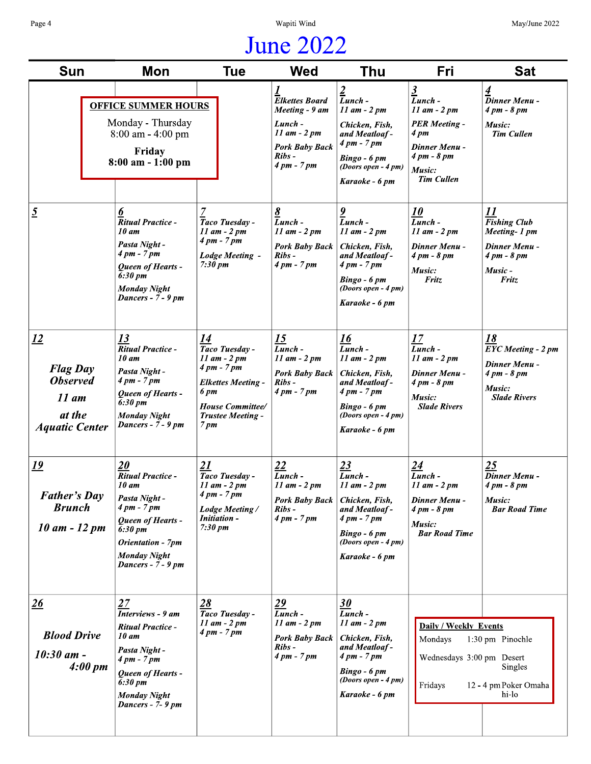# June 2022

| Sun | Mon | Tue | Wed | Thu | Fri | Sat |
|---|---|---|---|---|---|---|
| | | | **1** Elkettes Board Meeting - 9 am; Lunch - 11 am - 2 pm; Pork Baby Back Ribs - 4 pm - 7 pm | **2** Lunch - 11 am - 2 pm; Chicken, Fish, and Meatloaf - 4 pm - 7 pm; Bingo - 6 pm (Doors open - 4 pm); Karaoke - 6 pm | **3** Lunch - 11 am - 2 pm; PER Meeting - 4 pm; Dinner Menu - 4 pm - 8 pm; Music: Tim Cullen | **4** Dinner Menu - 4 pm - 8 pm; Music: Tim Cullen |
| **5** | **6** Ritual Practice - 10 am; Pasta Night - 4 pm - 7 pm; Queen of Hearts - 6:30 pm; Monday Night Dancers - 7 - 9 pm | **7** Taco Tuesday - 11 am - 2 pm, 4 pm - 7 pm; Lodge Meeting - 7:30 pm | **8** Lunch - 11 am - 2 pm; Pork Baby Back Ribs - 4 pm - 7 pm | **9** Lunch - 11 am - 2 pm; Chicken, Fish, and Meatloaf - 4 pm - 7 pm; Bingo - 6 pm (Doors open - 4 pm); Karaoke - 6 pm | **10** Lunch - 11 am - 2 pm; Dinner Menu - 4 pm - 8 pm; Music: Fritz | **11** Fishing Club Meeting- 1 pm; Dinner Menu - 4 pm - 8 pm; Music - Fritz |
| **12** Flag Day Observed 11 am at the Aquatic Center | **13** Ritual Practice - 10 am; Pasta Night - 4 pm - 7 pm; Queen of Hearts - 6:30 pm; Monday Night Dancers - 7 - 9 pm | **14** Taco Tuesday - 11 am - 2 pm, 4 pm - 7 pm; Elkettes Meeting - 6 pm; House Committee/ Trustee Meeting - 7 pm | **15** Lunch - 11 am - 2 pm; Pork Baby Back Ribs - 4 pm - 7 pm | **16** Lunch - 11 am - 2 pm; Chicken, Fish, and Meatloaf - 4 pm - 7 pm; Bingo - 6 pm (Doors open - 4 pm); Karaoke - 6 pm | **17** Lunch - 11 am - 2 pm; Dinner Menu - 4 pm - 8 pm; Music: Slade Rivers | **18** EYC Meeting - 2 pm; Dinner Menu - 4 pm - 8 pm; Music: Slade Rivers |
| **19** Father's Day Brunch 10 am - 12 pm | **20** Ritual Practice - 10 am; Pasta Night - 4 pm - 7 pm; Queen of Hearts - 6:30 pm; Orientation - 7pm; Monday Night Dancers - 7 - 9 pm | **21** Taco Tuesday - 11 am - 2 pm, 4 pm - 7 pm; Lodge Meeting / Initiation - 7:30 pm | **22** Lunch - 11 am - 2 pm; Pork Baby Back Ribs - 4 pm - 7 pm | **23** Lunch - 11 am - 2 pm; Chicken, Fish, and Meatloaf - 4 pm - 7 pm; Bingo - 6 pm (Doors open - 4 pm); Karaoke - 6 pm | **24** Lunch - 11 am - 2 pm; Dinner Menu - 4 pm - 8 pm; Music: Bar Road Time | **25** Dinner Menu - 4 pm - 8 pm; Music: Bar Road Time |
| **26** Blood Drive 10:30 am - 4:00 pm | **27** Interviews - 9 am; Ritual Practice - 10 am; Pasta Night - 4 pm - 7 pm; Queen of Hearts - 6:30 pm; Monday Night Dancers - 7- 9 pm | **28** Taco Tuesday - 11 am - 2 pm, 4 pm - 7 pm | **29** Lunch - 11 am - 2 pm; Pork Baby Back Ribs - 4 pm - 7 pm | **30** Lunch - 11 am - 2 pm; Chicken, Fish, and Meatloaf - 4 pm - 7 pm; Bingo - 6 pm (Doors open - 4 pm); Karaoke - 6 pm | | |

**OFFICE SUMMER HOURS**

Monday - Thursday
8:00 am - 4:00 pm

**Friday**
**8:00 am - 1:00 pm**

**Daily / Weekly Events**

| | | |
|---|---|---|
| Mondays | 1:30 pm | Pinochle |
| Wednesdays | 3:00 pm | Desert Singles |
| Fridays | 12 - 4 pm | Poker Omaha hi-lo |